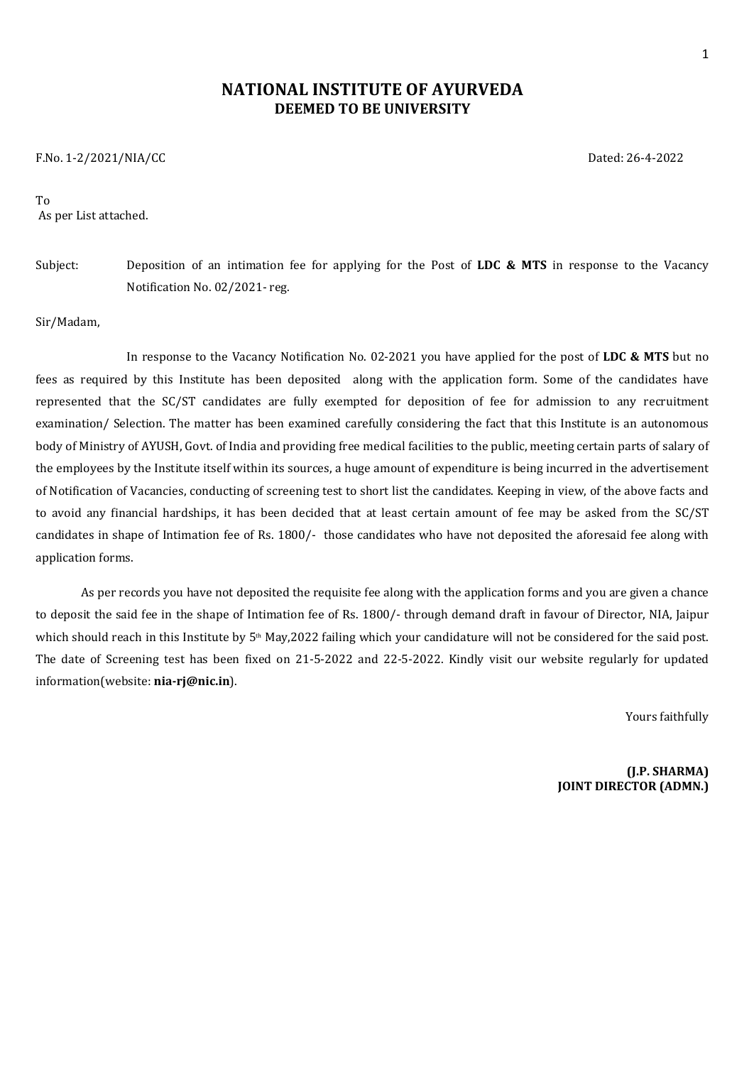# NATIONAL INSTITUTE OF AYURVEDA
## DEEMED TO BE UNIVERSITY

F.No. 1-2/2021/NIA/CC                                                                                    Dated: 26-4-2022

To
As per List attached.

Subject: Deposition of an intimation fee for applying for the Post of **LDC & MTS** in response to the Vacancy Notification No. 02/2021- reg.

Sir/Madam,

In response to the Vacancy Notification No. 02-2021 you have applied for the post of **LDC & MTS** but no fees as required by this Institute has been deposited along with the application form. Some of the candidates have represented that the SC/ST candidates are fully exempted for deposition of fee for admission to any recruitment examination/ Selection. The matter has been examined carefully considering the fact that this Institute is an autonomous body of Ministry of AYUSH, Govt. of India and providing free medical facilities to the public, meeting certain parts of salary of the employees by the Institute itself within its sources, a huge amount of expenditure is being incurred in the advertisement of Notification of Vacancies, conducting of screening test to short list the candidates. Keeping in view, of the above facts and to avoid any financial hardships, it has been decided that at least certain amount of fee may be asked from the SC/ST candidates in shape of Intimation fee of Rs. 1800/- those candidates who have not deposited the aforesaid fee along with application forms.

As per records you have not deposited the requisite fee along with the application forms and you are given a chance to deposit the said fee in the shape of Intimation fee of Rs. 1800/- through demand draft in favour of Director, NIA, Jaipur which should reach in this Institute by 5th May,2022 failing which your candidature will not be considered for the said post. The date of Screening test has been fixed on 21-5-2022 and 22-5-2022. Kindly visit our website regularly for updated information(website: **nia-rj@nic.in**).

Yours faithfully

**(J.P. SHARMA)**
**JOINT DIRECTOR (ADMN.)**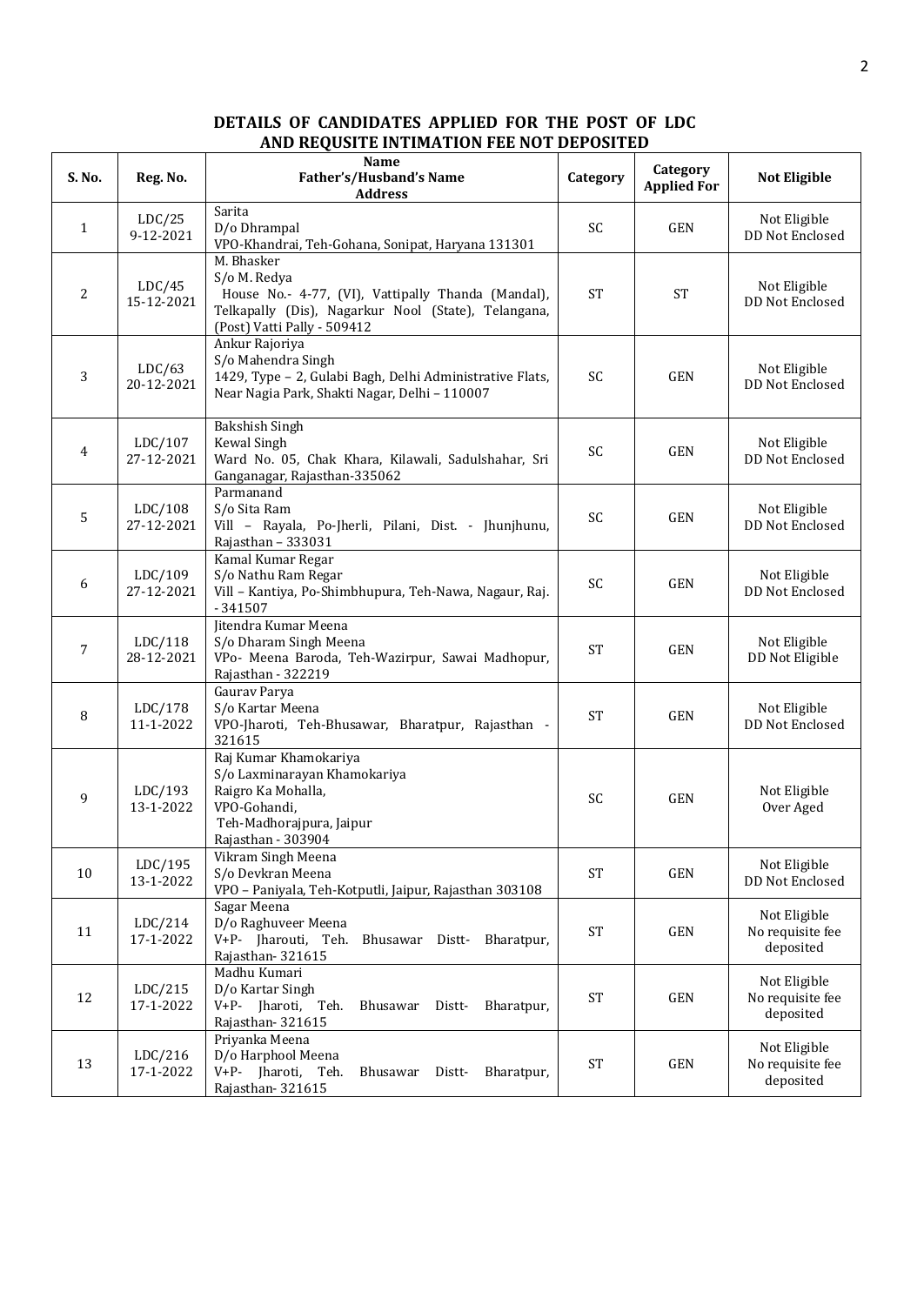## DETAILS OF CANDIDATES APPLIED FOR THE POST OF LDC AND REQUSITE INTIMATION FEE NOT DEPOSITED

| S. No. | Reg. No. | Name<br>Father's/Husband's Name<br>Address | Category | Category Applied For | Not Eligible |
|---|---|---|---|---|---|
| 1 | LDC/25<br>9-12-2021 | Sarita<br>D/o Dhrampal<br>VPO-Khandrai, Teh-Gohana, Sonipat, Haryana 131301 | SC | GEN | Not Eligible<br>DD Not Enclosed |
| 2 | LDC/45<br>15-12-2021 | M. Bhasker<br>S/o M. Redya<br>House No.- 4-77, (VI), Vattipally Thanda (Mandal), Telkapally (Dis), Nagarkur Nool (State), Telangana, (Post) Vatti Pally - 509412 | ST | ST | Not Eligible<br>DD Not Enclosed |
| 3 | LDC/63<br>20-12-2021 | Ankur Rajoriya<br>S/o Mahendra Singh<br>1429, Type – 2, Gulabi Bagh, Delhi Administrative Flats, Near Nagia Park, Shakti Nagar, Delhi – 110007 | SC | GEN | Not Eligible<br>DD Not Enclosed |
| 4 | LDC/107<br>27-12-2021 | Bakshish Singh<br>Kewal Singh<br>Ward No. 05, Chak Khara, Kilawali, Sadulshahar, Sri Ganganagar, Rajasthan-335062 | SC | GEN | Not Eligible<br>DD Not Enclosed |
| 5 | LDC/108<br>27-12-2021 | Parmanand<br>S/o Sita Ram<br>Vill – Rayala, Po-Jherli, Pilani, Dist. - Jhunjhunu, Rajasthan – 333031 | SC | GEN | Not Eligible<br>DD Not Enclosed |
| 6 | LDC/109<br>27-12-2021 | Kamal Kumar Regar<br>S/o Nathu Ram Regar<br>Vill – Kantiya, Po-Shimbhupura, Teh-Nawa, Nagaur, Raj. - 341507 | SC | GEN | Not Eligible<br>DD Not Enclosed |
| 7 | LDC/118<br>28-12-2021 | Jitendra Kumar Meena<br>S/o Dharam Singh Meena<br>VPo- Meena Baroda, Teh-Wazirpur, Sawai Madhopur, Rajasthan - 322219 | ST | GEN | Not Eligible<br>DD Not Eligible |
| 8 | LDC/178<br>11-1-2022 | Gaurav Parya<br>S/o Kartar Meena<br>VPO-Jharoti, Teh-Bhusawar, Bharatpur, Rajasthan - 321615 | ST | GEN | Not Eligible<br>DD Not Enclosed |
| 9 | LDC/193<br>13-1-2022 | Raj Kumar Khamokariya<br>S/o Laxminarayan Khamokariya<br>Raigro Ka Mohalla,<br>VPO-Gohandi,<br>Teh-Madhorajpura, Jaipur<br>Rajasthan - 303904 | SC | GEN | Not Eligible<br>Over Aged |
| 10 | LDC/195<br>13-1-2022 | Vikram Singh Meena<br>S/o Devkran Meena<br>VPO – Paniyala, Teh-Kotputli, Jaipur, Rajasthan 303108 | ST | GEN | Not Eligible<br>DD Not Enclosed |
| 11 | LDC/214<br>17-1-2022 | Sagar Meena<br>D/o Raghuveer Meena<br>V+P- Jharouti, Teh. Bhusawar Distt- Bharatpur, Rajasthan- 321615 | ST | GEN | Not Eligible<br>No requisite fee deposited |
| 12 | LDC/215<br>17-1-2022 | Madhu Kumari<br>D/o Kartar Singh<br>V+P- Jharoti, Teh. Bhusawar Distt- Bharatpur, Rajasthan- 321615 | ST | GEN | Not Eligible<br>No requisite fee deposited |
| 13 | LDC/216<br>17-1-2022 | Priyanka Meena<br>D/o Harphool Meena<br>V+P- Jharoti, Teh. Bhusawar Distt- Bharatpur, Rajasthan- 321615 | ST | GEN | Not Eligible<br>No requisite fee deposited |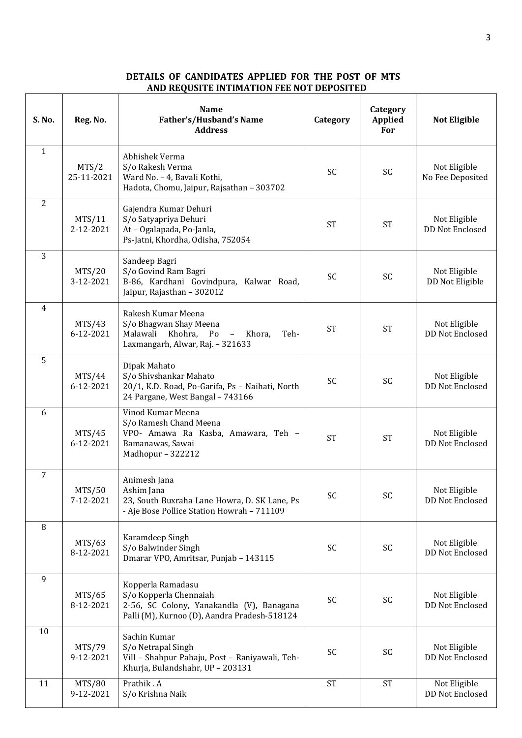## DETAILS OF CANDIDATES APPLIED FOR THE POST OF MTS AND REQUSITE INTIMATION FEE NOT DEPOSITED

| S. No. | Reg. No. | Name<br>Father's/Husband's Name<br>Address | Category | Category Applied For | Not Eligible |
|---|---|---|---|---|---|
| 1 | MTS/2<br>25-11-2021 | Abhishek Verma<br>S/o Rakesh Verma<br>Ward No. – 4, Bavali Kothi,<br>Hadota, Chomu, Jaipur, Rajsathan – 303702 | SC | SC | Not Eligible<br>No Fee Deposited |
| 2 | MTS/11<br>2-12-2021 | Gajendra Kumar Dehuri<br>S/o Satyapriya Dehuri<br>At – Ogalapada, Po-Janla,<br>Ps-Jatni, Khordha, Odisha, 752054 | ST | ST | Not Eligible<br>DD Not Enclosed |
| 3 | MTS/20<br>3-12-2021 | Sandeep Bagri<br>S/o Govind Ram Bagri<br>B-86, Kardhani Govindpura, Kalwar Road, Jaipur, Rajasthan – 302012 | SC | SC | Not Eligible<br>DD Not Eligible |
| 4 | MTS/43<br>6-12-2021 | Rakesh Kumar Meena<br>S/o Bhagwan Shay Meena<br>Malawali Khohra, Po – Khora, Teh-Laxmangarh, Alwar, Raj. – 321633 | ST | ST | Not Eligible<br>DD Not Enclosed |
| 5 | MTS/44<br>6-12-2021 | Dipak Mahato<br>S/o Shivshankar Mahato<br>20/1, K.D. Road, Po-Garifa, Ps – Naihati, North 24 Pargane, West Bangal – 743166 | SC | SC | Not Eligible<br>DD Not Enclosed |
| 6 | MTS/45<br>6-12-2021 | Vinod Kumar Meena<br>S/o Ramesh Chand Meena<br>VPO- Amawa Ra Kasba, Amawara, Teh – Bamanawas, Sawai<br>Madhopur – 322212 | ST | ST | Not Eligible<br>DD Not Enclosed |
| 7 | MTS/50<br>7-12-2021 | Animesh Jana<br>Ashim Jana<br>23, South Buxraha Lane Howra, D. SK Lane, Ps - Aje Bose Pollice Station Howrah – 711109 | SC | SC | Not Eligible<br>DD Not Enclosed |
| 8 | MTS/63<br>8-12-2021 | Karamdeep Singh<br>S/o Balwinder Singh<br>Dmarar VPO, Amritsar, Punjab – 143115 | SC | SC | Not Eligible<br>DD Not Enclosed |
| 9 | MTS/65<br>8-12-2021 | Kopperla Ramadasu<br>S/o Kopperla Chennaiah<br>2-56, SC Colony, Yanakandla (V), Banagana Palli (M), Kurnoo (D), Aandra Pradesh-518124 | SC | SC | Not Eligible<br>DD Not Enclosed |
| 10 | MTS/79<br>9-12-2021 | Sachin Kumar<br>S/o Netrapal Singh<br>Vill – Shahpur Pahaju, Post – Raniyawali, Teh-Khurja, Bulandshahr, UP – 203131 | SC | SC | Not Eligible<br>DD Not Enclosed |
| 11 | MTS/80<br>9-12-2021 | Prathik . A<br>S/o Krishna Naik | ST | ST | Not Eligible<br>DD Not Enclosed |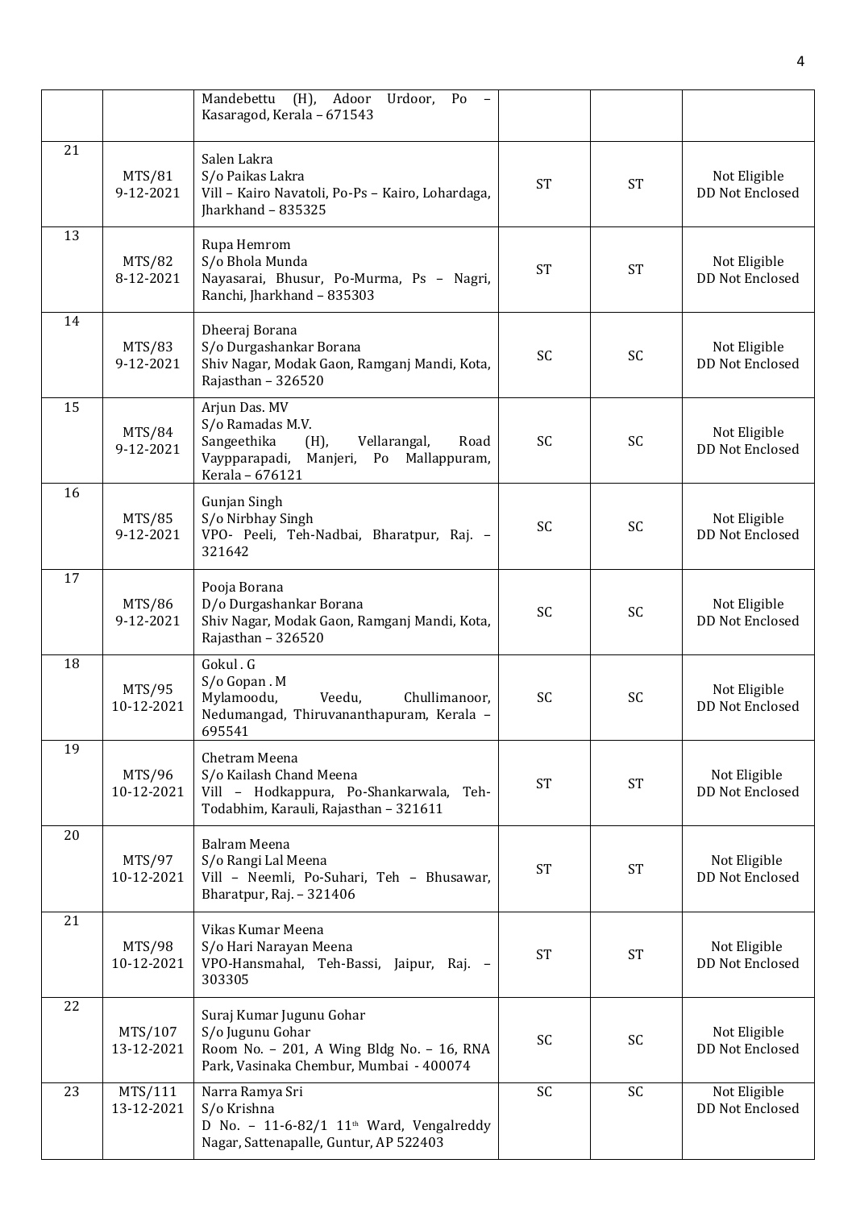| | | | | | |
|---|---|---|---|---|---|
| | | Mandebettu (H), Adoor Urdoor, Po – Kasaragod, Kerala – 671543 | | | |
| 21 | MTS/81 9-12-2021 | Salen Lakra S/o Paikas Lakra Vill – Kairo Navatoli, Po-Ps – Kairo, Lohardaga, Jharkhand – 835325 | ST | ST | Not Eligible DD Not Enclosed |
| 13 | MTS/82 8-12-2021 | Rupa Hemrom S/o Bhola Munda Nayasarai, Bhusur, Po-Murma, Ps – Nagri, Ranchi, Jharkhand – 835303 | ST | ST | Not Eligible DD Not Enclosed |
| 14 | MTS/83 9-12-2021 | Dheeraj Borana S/o Durgashankar Borana Shiv Nagar, Modak Gaon, Ramganj Mandi, Kota, Rajasthan – 326520 | SC | SC | Not Eligible DD Not Enclosed |
| 15 | MTS/84 9-12-2021 | Arjun Das. MV S/o Ramadas M.V. Sangeethika (H), Vellarangal, Road Vaypparapadi, Manjeri, Po Mallappuram, Kerala – 676121 | SC | SC | Not Eligible DD Not Enclosed |
| 16 | MTS/85 9-12-2021 | Gunjan Singh S/o Nirbhay Singh VPO- Peeli, Teh-Nadbai, Bharatpur, Raj. – 321642 | SC | SC | Not Eligible DD Not Enclosed |
| 17 | MTS/86 9-12-2021 | Pooja Borana D/o Durgashankar Borana Shiv Nagar, Modak Gaon, Ramganj Mandi, Kota, Rajasthan – 326520 | SC | SC | Not Eligible DD Not Enclosed |
| 18 | MTS/95 10-12-2021 | Gokul . G S/o Gopan . M Mylamoodu, Veedu, Chullimanoor, Nedumangad, Thiruvananthapuram, Kerala – 695541 | SC | SC | Not Eligible DD Not Enclosed |
| 19 | MTS/96 10-12-2021 | Chetram Meena S/o Kailash Chand Meena Vill – Hodkappura, Po-Shankarwala, Teh-Todabhim, Karauli, Rajasthan – 321611 | ST | ST | Not Eligible DD Not Enclosed |
| 20 | MTS/97 10-12-2021 | Balram Meena S/o Rangi Lal Meena Vill – Neemli, Po-Suhari, Teh – Bhusawar, Bharatpur, Raj. – 321406 | ST | ST | Not Eligible DD Not Enclosed |
| 21 | MTS/98 10-12-2021 | Vikas Kumar Meena S/o Hari Narayan Meena VPO-Hansmahal, Teh-Bassi, Jaipur, Raj. – 303305 | ST | ST | Not Eligible DD Not Enclosed |
| 22 | MTS/107 13-12-2021 | Suraj Kumar Jugunu Gohar S/o Jugunu Gohar Room No. – 201, A Wing Bldg No. – 16, RNA Park, Vasinaka Chembur, Mumbai - 400074 | SC | SC | Not Eligible DD Not Enclosed |
| 23 | MTS/111 13-12-2021 | Narra Ramya Sri S/o Krishna D No. – 11-6-82/1 11th Ward, Vengalreddy Nagar, Sattenapalle, Guntur, AP 522403 | SC | SC | Not Eligible DD Not Enclosed |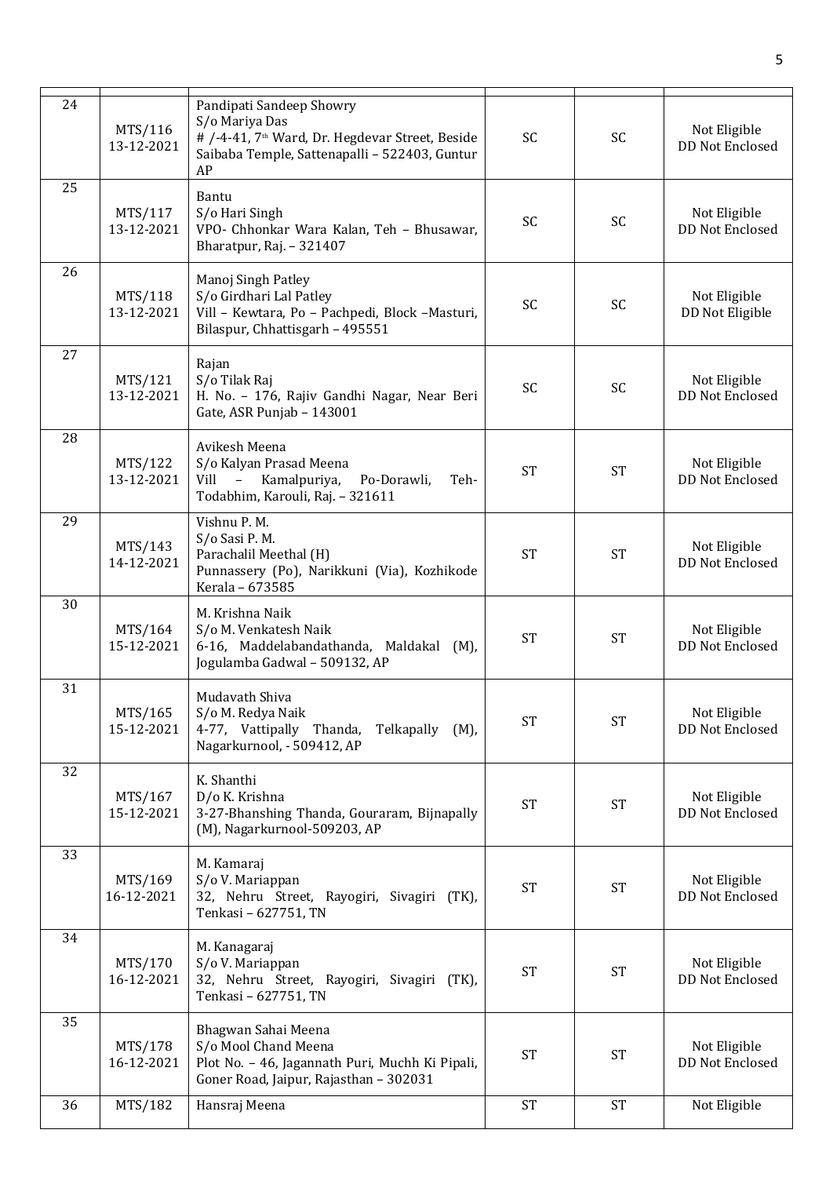| | | | | | |
|---|---|---|---|---|---|
| 24 | MTS/116 13-12-2021 | Pandipati Sandeep Showry<br>S/o Mariya Das<br># /-4-41, 7th Ward, Dr. Hegdevar Street, Beside Saibaba Temple, Sattenapalli – 522403, Guntur AP | SC | SC | Not Eligible<br>DD Not Enclosed |
| 25 | MTS/117 13-12-2021 | Bantu<br>S/o Hari Singh<br>VPO- Chhonkar Wara Kalan, Teh – Bhusawar, Bharatpur, Raj. – 321407 | SC | SC | Not Eligible<br>DD Not Enclosed |
| 26 | MTS/118 13-12-2021 | Manoj Singh Patley<br>S/o Girdhari Lal Patley<br>Vill – Kewtara, Po – Pachpedi, Block –Masturi, Bilaspur, Chhattisgarh – 495551 | SC | SC | Not Eligible<br>DD Not Eligible |
| 27 | MTS/121 13-12-2021 | Rajan<br>S/o Tilak Raj<br>H. No. – 176, Rajiv Gandhi Nagar, Near Beri Gate, ASR Punjab – 143001 | SC | SC | Not Eligible<br>DD Not Enclosed |
| 28 | MTS/122 13-12-2021 | Avikesh Meena<br>S/o Kalyan Prasad Meena<br>Vill – Kamalpuriya, Po-Dorawli, Teh-Todabhim, Karouli, Raj. – 321611 | ST | ST | Not Eligible<br>DD Not Enclosed |
| 29 | MTS/143 14-12-2021 | Vishnu P. M.<br>S/o Sasi P. M.<br>Parachalil Meethal (H)<br>Punnassery (Po), Narikkuni (Via), Kozhikode Kerala – 673585 | ST | ST | Not Eligible<br>DD Not Enclosed |
| 30 | MTS/164 15-12-2021 | M. Krishna Naik<br>S/o M. Venkatesh Naik<br>6-16, Maddelabandathanda, Maldakal (M), Jogulamba Gadwal – 509132, AP | ST | ST | Not Eligible<br>DD Not Enclosed |
| 31 | MTS/165 15-12-2021 | Mudavath Shiva<br>S/o M. Redya Naik<br>4-77, Vattipally Thanda, Telkapally (M), Nagarkurnool, - 509412, AP | ST | ST | Not Eligible<br>DD Not Enclosed |
| 32 | MTS/167 15-12-2021 | K. Shanthi<br>D/o K. Krishna<br>3-27-Bhanshing Thanda, Gouraram, Bijnapally (M), Nagarkurnool-509203, AP | ST | ST | Not Eligible<br>DD Not Enclosed |
| 33 | MTS/169 16-12-2021 | M. Kamaraj<br>S/o V. Mariappan<br>32, Nehru Street, Rayogiri, Sivagiri (TK), Tenkasi – 627751, TN | ST | ST | Not Eligible<br>DD Not Enclosed |
| 34 | MTS/170 16-12-2021 | M. Kanagaraj<br>S/o V. Mariappan<br>32, Nehru Street, Rayogiri, Sivagiri (TK), Tenkasi – 627751, TN | ST | ST | Not Eligible<br>DD Not Enclosed |
| 35 | MTS/178 16-12-2021 | Bhagwan Sahai Meena<br>S/o Mool Chand Meena<br>Plot No. – 46, Jagannath Puri, Muchh Ki Pipali, Goner Road, Jaipur, Rajasthan – 302031 | ST | ST | Not Eligible<br>DD Not Enclosed |
| 36 | MTS/182 | Hansraj Meena | ST | ST | Not Eligible |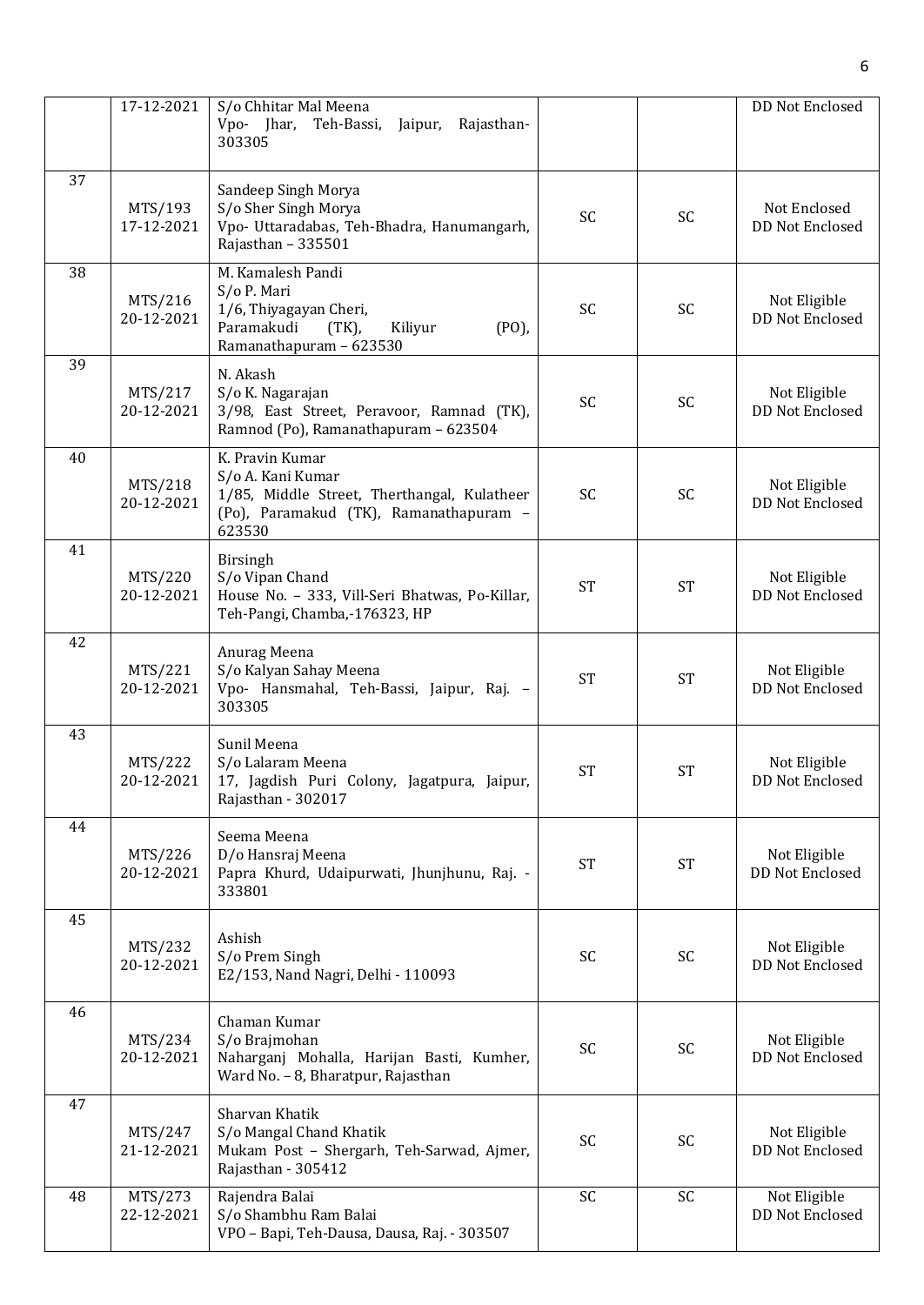| | | | | | |
|---|---|---|---|---|---|
| | 17-12-2021 | S/o Chhitar Mal Meena<br>Vpo- Jhar, Teh-Bassi, Jaipur, Rajasthan-303305 | | | DD Not Enclosed |
| 37 | MTS/193<br>17-12-2021 | Sandeep Singh Morya<br>S/o Sher Singh Morya<br>Vpo- Uttaradabas, Teh-Bhadra, Hanumangarh, Rajasthan – 335501 | SC | SC | Not Enclosed<br>DD Not Enclosed |
| 38 | MTS/216<br>20-12-2021 | M. Kamalesh Pandi<br>S/o P. Mari<br>1/6, Thiyagayan Cheri,<br>Paramakudi (TK), Kiliyur (PO), Ramanathapuram – 623530 | SC | SC | Not Eligible<br>DD Not Enclosed |
| 39 | MTS/217<br>20-12-2021 | N. Akash<br>S/o K. Nagarajan<br>3/98, East Street, Peravoor, Ramnad (TK), Ramnod (Po), Ramanathapuram – 623504 | SC | SC | Not Eligible<br>DD Not Enclosed |
| 40 | MTS/218<br>20-12-2021 | K. Pravin Kumar<br>S/o A. Kani Kumar<br>1/85, Middle Street, Therthangal, Kulatheer (Po), Paramakud (TK), Ramanathapuram – 623530 | SC | SC | Not Eligible<br>DD Not Enclosed |
| 41 | MTS/220<br>20-12-2021 | Birsingh<br>S/o Vipan Chand<br>House No. – 333, Vill-Seri Bhatwas, Po-Killar, Teh-Pangi, Chamba,-176323, HP | ST | ST | Not Eligible<br>DD Not Enclosed |
| 42 | MTS/221<br>20-12-2021 | Anurag Meena<br>S/o Kalyan Sahay Meena<br>Vpo- Hansmahal, Teh-Bassi, Jaipur, Raj. – 303305 | ST | ST | Not Eligible<br>DD Not Enclosed |
| 43 | MTS/222<br>20-12-2021 | Sunil Meena<br>S/o Lalaram Meena<br>17, Jagdish Puri Colony, Jagatpura, Jaipur, Rajasthan - 302017 | ST | ST | Not Eligible<br>DD Not Enclosed |
| 44 | MTS/226<br>20-12-2021 | Seema Meena<br>D/o Hansraj Meena<br>Papra Khurd, Udaipurwati, Jhunjhunu, Raj. - 333801 | ST | ST | Not Eligible<br>DD Not Enclosed |
| 45 | MTS/232<br>20-12-2021 | Ashish<br>S/o Prem Singh<br>E2/153, Nand Nagri, Delhi - 110093 | SC | SC | Not Eligible<br>DD Not Enclosed |
| 46 | MTS/234<br>20-12-2021 | Chaman Kumar<br>S/o Brajmohan<br>Naharganj Mohalla, Harijan Basti, Kumher, Ward No. – 8, Bharatpur, Rajasthan | SC | SC | Not Eligible<br>DD Not Enclosed |
| 47 | MTS/247<br>21-12-2021 | Sharvan Khatik<br>S/o Mangal Chand Khatik<br>Mukam Post – Shergarh, Teh-Sarwad, Ajmer, Rajasthan - 305412 | SC | SC | Not Eligible<br>DD Not Enclosed |
| 48 | MTS/273<br>22-12-2021 | Rajendra Balai<br>S/o Shambhu Ram Balai<br>VPO – Bapi, Teh-Dausa, Dausa, Raj. - 303507 | SC | SC | Not Eligible<br>DD Not Enclosed |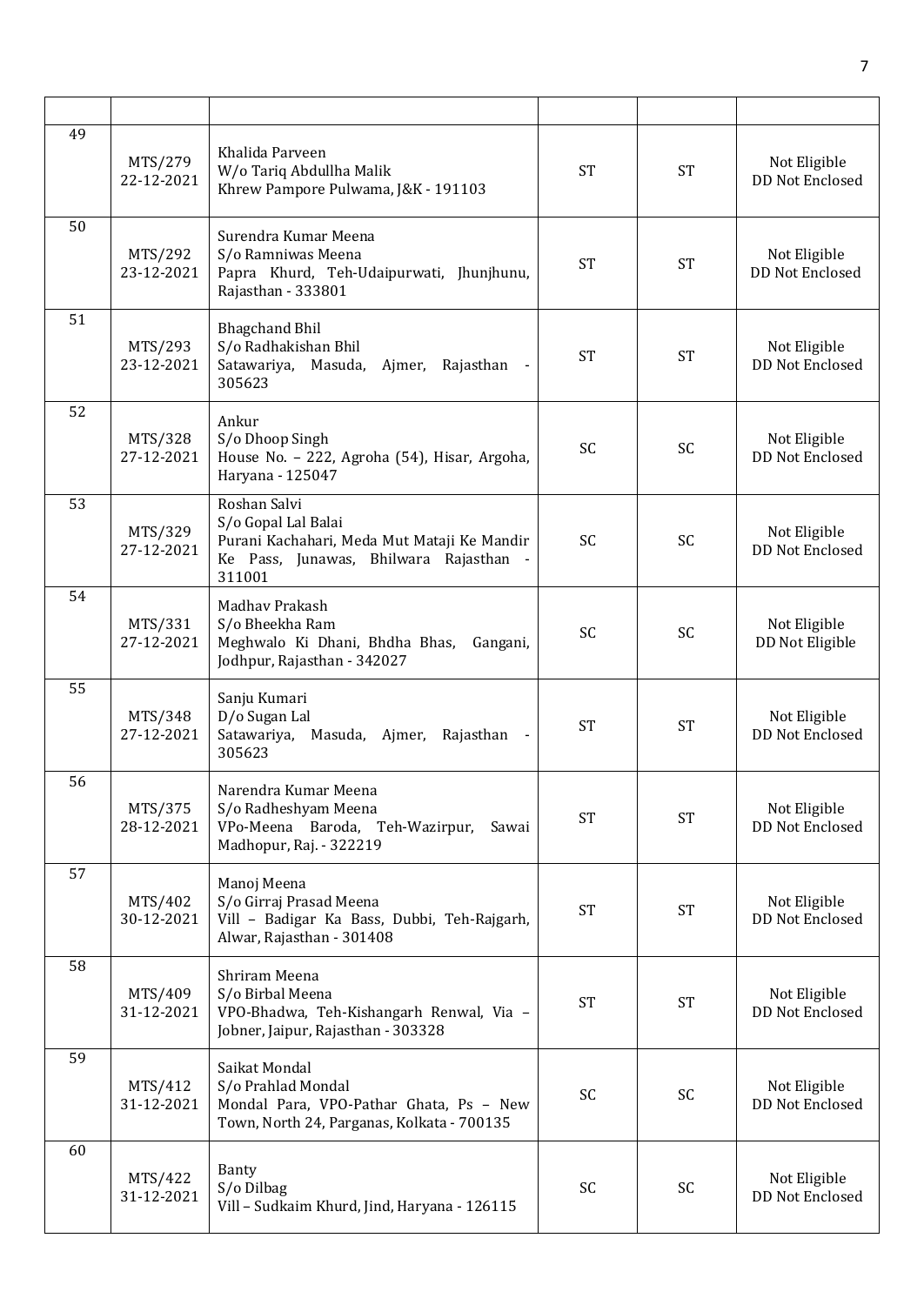| | | | | | |
|---|---|---|---|---|---|
| 49 | MTS/279 22-12-2021 | Khalida Parveen W/o Tariq Abdullha Malik Khrew Pampore Pulwama, J&K - 191103 | ST | ST | Not Eligible DD Not Enclosed |
| 50 | MTS/292 23-12-2021 | Surendra Kumar Meena S/o Ramniwas Meena Papra Khurd, Teh-Udaipurwati, Jhunjhunu, Rajasthan - 333801 | ST | ST | Not Eligible DD Not Enclosed |
| 51 | MTS/293 23-12-2021 | Bhagchand Bhil S/o Radhakishan Bhil Satawariya, Masuda, Ajmer, Rajasthan - 305623 | ST | ST | Not Eligible DD Not Enclosed |
| 52 | MTS/328 27-12-2021 | Ankur S/o Dhoop Singh House No. – 222, Agroha (54), Hisar, Argoha, Haryana - 125047 | SC | SC | Not Eligible DD Not Enclosed |
| 53 | MTS/329 27-12-2021 | Roshan Salvi S/o Gopal Lal Balai Purani Kachahari, Meda Mut Mataji Ke Mandir Ke Pass, Junawas, Bhilwara Rajasthan - 311001 | SC | SC | Not Eligible DD Not Enclosed |
| 54 | MTS/331 27-12-2021 | Madhav Prakash S/o Bheekha Ram Meghwalo Ki Dhani, Bhdha Bhas, Gangani, Jodhpur, Rajasthan - 342027 | SC | SC | Not Eligible DD Not Eligible |
| 55 | MTS/348 27-12-2021 | Sanju Kumari D/o Sugan Lal Satawariya, Masuda, Ajmer, Rajasthan - 305623 | ST | ST | Not Eligible DD Not Enclosed |
| 56 | MTS/375 28-12-2021 | Narendra Kumar Meena S/o Radheshyam Meena VPo-Meena Baroda, Teh-Wazirpur, Sawai Madhopur, Raj. - 322219 | ST | ST | Not Eligible DD Not Enclosed |
| 57 | MTS/402 30-12-2021 | Manoj Meena S/o Girraj Prasad Meena Vill – Badigar Ka Bass, Dubbi, Teh-Rajgarh, Alwar, Rajasthan - 301408 | ST | ST | Not Eligible DD Not Enclosed |
| 58 | MTS/409 31-12-2021 | Shriram Meena S/o Birbal Meena VPO-Bhadwa, Teh-Kishangarh Renwal, Via – Jobner, Jaipur, Rajasthan - 303328 | ST | ST | Not Eligible DD Not Enclosed |
| 59 | MTS/412 31-12-2021 | Saikat Mondal S/o Prahlad Mondal Mondal Para, VPO-Pathar Ghata, Ps – New Town, North 24, Parganas, Kolkata - 700135 | SC | SC | Not Eligible DD Not Enclosed |
| 60 | MTS/422 31-12-2021 | Banty S/o Dilbag Vill – Sudkaim Khurd, Jind, Haryana - 126115 | SC | SC | Not Eligible DD Not Enclosed |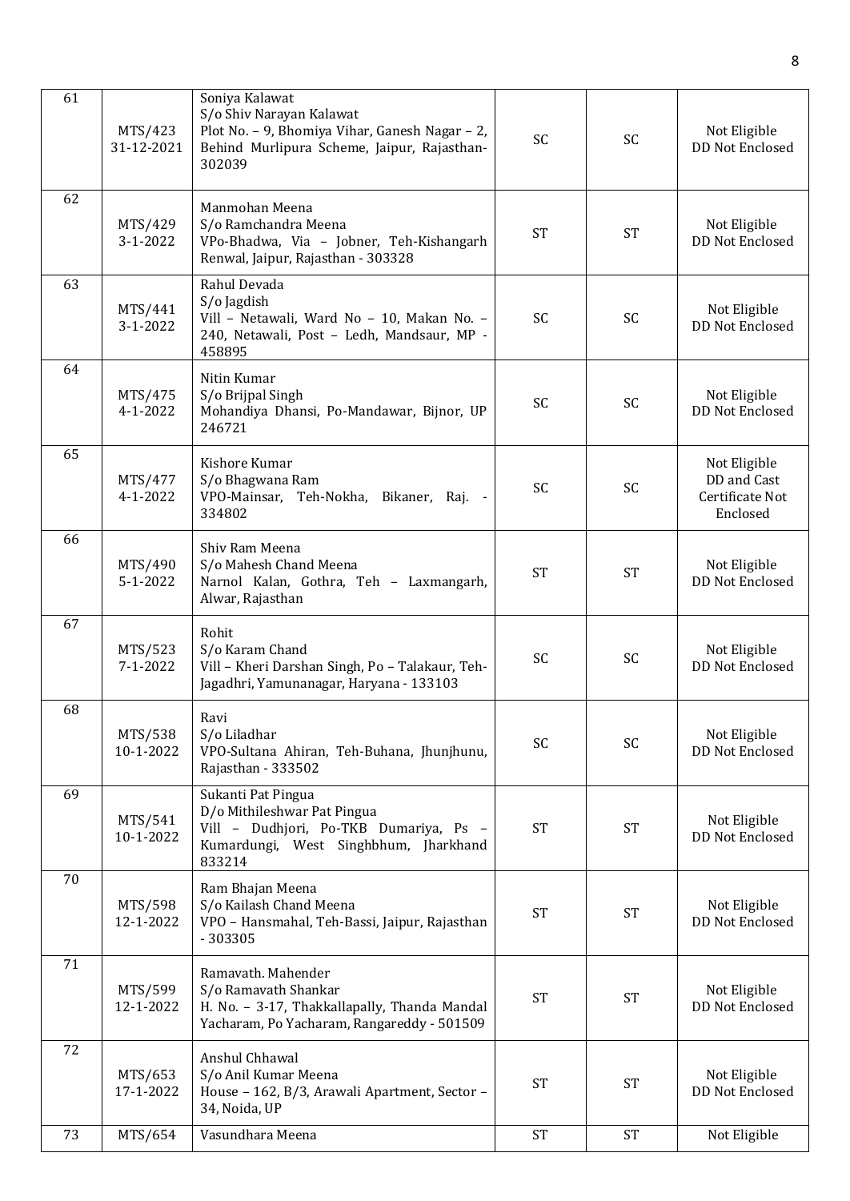| 61 | MTS/423 31-12-2021 | Soniya Kalawat S/o Shiv Narayan Kalawat Plot No. – 9, Bhomiya Vihar, Ganesh Nagar – 2, Behind Murlipura Scheme, Jaipur, Rajasthan-302039 | SC | SC | Not Eligible DD Not Enclosed |
|---|---|---|---|---|---|
| 62 | MTS/429 3-1-2022 | Manmohan Meena S/o Ramchandra Meena VPo-Bhadwa, Via – Jobner, Teh-Kishangarh Renwal, Jaipur, Rajasthan - 303328 | ST | ST | Not Eligible DD Not Enclosed |
| 63 | MTS/441 3-1-2022 | Rahul Devada S/o Jagdish Vill – Netawali, Ward No – 10, Makan No. – 240, Netawali, Post – Ledh, Mandsaur, MP - 458895 | SC | SC | Not Eligible DD Not Enclosed |
| 64 | MTS/475 4-1-2022 | Nitin Kumar S/o Brijpal Singh Mohandiya Dhansi, Po-Mandawar, Bijnor, UP 246721 | SC | SC | Not Eligible DD Not Enclosed |
| 65 | MTS/477 4-1-2022 | Kishore Kumar S/o Bhagwana Ram VPO-Mainsar, Teh-Nokha, Bikaner, Raj. - 334802 | SC | SC | Not Eligible DD and Cast Certificate Not Enclosed |
| 66 | MTS/490 5-1-2022 | Shiv Ram Meena S/o Mahesh Chand Meena Narnol Kalan, Gothra, Teh – Laxmangarh, Alwar, Rajasthan | ST | ST | Not Eligible DD Not Enclosed |
| 67 | MTS/523 7-1-2022 | Rohit S/o Karam Chand Vill – Kheri Darshan Singh, Po – Talakaur, Teh-Jagadhri, Yamunanagar, Haryana - 133103 | SC | SC | Not Eligible DD Not Enclosed |
| 68 | MTS/538 10-1-2022 | Ravi S/o Liladhar VPO-Sultana Ahiran, Teh-Buhana, Jhunjhunu, Rajasthan - 333502 | SC | SC | Not Eligible DD Not Enclosed |
| 69 | MTS/541 10-1-2022 | Sukanti Pat Pingua D/o Mithileshwar Pat Pingua Vill – Dudhjori, Po-TKB Dumariya, Ps – Kumardungi, West Singhbhum, Jharkhand 833214 | ST | ST | Not Eligible DD Not Enclosed |
| 70 | MTS/598 12-1-2022 | Ram Bhajan Meena S/o Kailash Chand Meena VPO – Hansmahal, Teh-Bassi, Jaipur, Rajasthan - 303305 | ST | ST | Not Eligible DD Not Enclosed |
| 71 | MTS/599 12-1-2022 | Ramavath. Mahender S/o Ramavath Shankar H. No. – 3-17, Thakkallapally, Thanda Mandal Yacharam, Po Yacharam, Rangareddy - 501509 | ST | ST | Not Eligible DD Not Enclosed |
| 72 | MTS/653 17-1-2022 | Anshul Chhawal S/o Anil Kumar Meena House – 162, B/3, Arawali Apartment, Sector – 34, Noida, UP | ST | ST | Not Eligible DD Not Enclosed |
| 73 | MTS/654 | Vasundhara Meena | ST | ST | Not Eligible |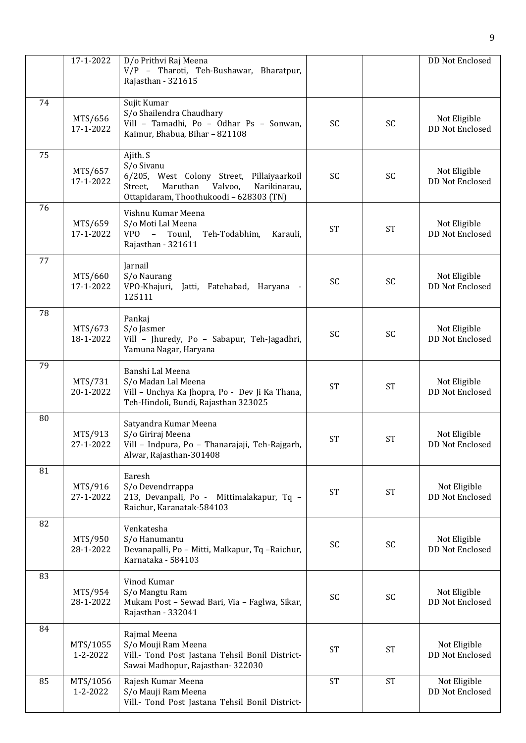|  | 17-1-2022 | D/o Prithvi Raj Meena<br>V/P – Tharoti, Teh-Bushawar, Bharatpur, Rajasthan - 321615 |  |  | DD Not Enclosed |
|---|---|---|---|---|---|
| 74 | MTS/656<br>17-1-2022 | Sujit Kumar<br>S/o Shailendra Chaudhary<br>Vill – Tamadhi, Po – Odhar Ps – Sonwan, Kaimur, Bhabua, Bihar – 821108 | SC | SC | Not Eligible<br>DD Not Enclosed |
| 75 | MTS/657<br>17-1-2022 | Ajith. S<br>S/o Sivanu<br>6/205, West Colony Street, Pillaiyaarkoil Street, Maruthan Valvoo, Narikinarau, Ottapidaram, Thoothukoodi – 628303 (TN) | SC | SC | Not Eligible<br>DD Not Enclosed |
| 76 | MTS/659<br>17-1-2022 | Vishnu Kumar Meena<br>S/o Moti Lal Meena<br>VPO – Tounl, Teh-Todabhim, Karauli, Rajasthan - 321611 | ST | ST | Not Eligible<br>DD Not Enclosed |
| 77 | MTS/660<br>17-1-2022 | Jarnail<br>S/o Naurang<br>VPO-Khajuri, Jatti, Fatehabad, Haryana - 125111 | SC | SC | Not Eligible<br>DD Not Enclosed |
| 78 | MTS/673<br>18-1-2022 | Pankaj<br>S/o Jasmer<br>Vill – Jhuredy, Po – Sabapur, Teh-Jagadhri, Yamuna Nagar, Haryana | SC | SC | Not Eligible<br>DD Not Enclosed |
| 79 | MTS/731<br>20-1-2022 | Banshi Lal Meena<br>S/o Madan Lal Meena<br>Vill – Unchya Ka Jhopra, Po - Dev Ji Ka Thana, Teh-Hindoli, Bundi, Rajasthan 323025 | ST | ST | Not Eligible<br>DD Not Enclosed |
| 80 | MTS/913<br>27-1-2022 | Satyandra Kumar Meena<br>S/o Giriraj Meena<br>Vill – Indpura, Po – Thanarajaji, Teh-Rajgarh, Alwar, Rajasthan-301408 | ST | ST | Not Eligible<br>DD Not Enclosed |
| 81 | MTS/916<br>27-1-2022 | Earesh<br>S/o Devendrrappa<br>213, Devanpali, Po - Mittimalakapur, Tq – Raichur, Karanatak-584103 | ST | ST | Not Eligible<br>DD Not Enclosed |
| 82 | MTS/950<br>28-1-2022 | Venkatesha<br>S/o Hanumantu<br>Devanapalli, Po – Mitti, Malkapur, Tq –Raichur, Karnataka - 584103 | SC | SC | Not Eligible<br>DD Not Enclosed |
| 83 | MTS/954<br>28-1-2022 | Vinod Kumar<br>S/o Mangtu Ram<br>Mukam Post – Sewad Bari, Via – Faglwa, Sikar, Rajasthan - 332041 | SC | SC | Not Eligible<br>DD Not Enclosed |
| 84 | MTS/1055<br>1-2-2022 | Rajmal Meena<br>S/o Mouji Ram Meena<br>Vill.- Tond Post Jastana Tehsil Bonil District-Sawai Madhopur, Rajasthan- 322030 | ST | ST | Not Eligible<br>DD Not Enclosed |
| 85 | MTS/1056<br>1-2-2022 | Rajesh Kumar Meena<br>S/o Mauji Ram Meena<br>Vill.- Tond Post Jastana Tehsil Bonil District- | ST | ST | Not Eligible<br>DD Not Enclosed |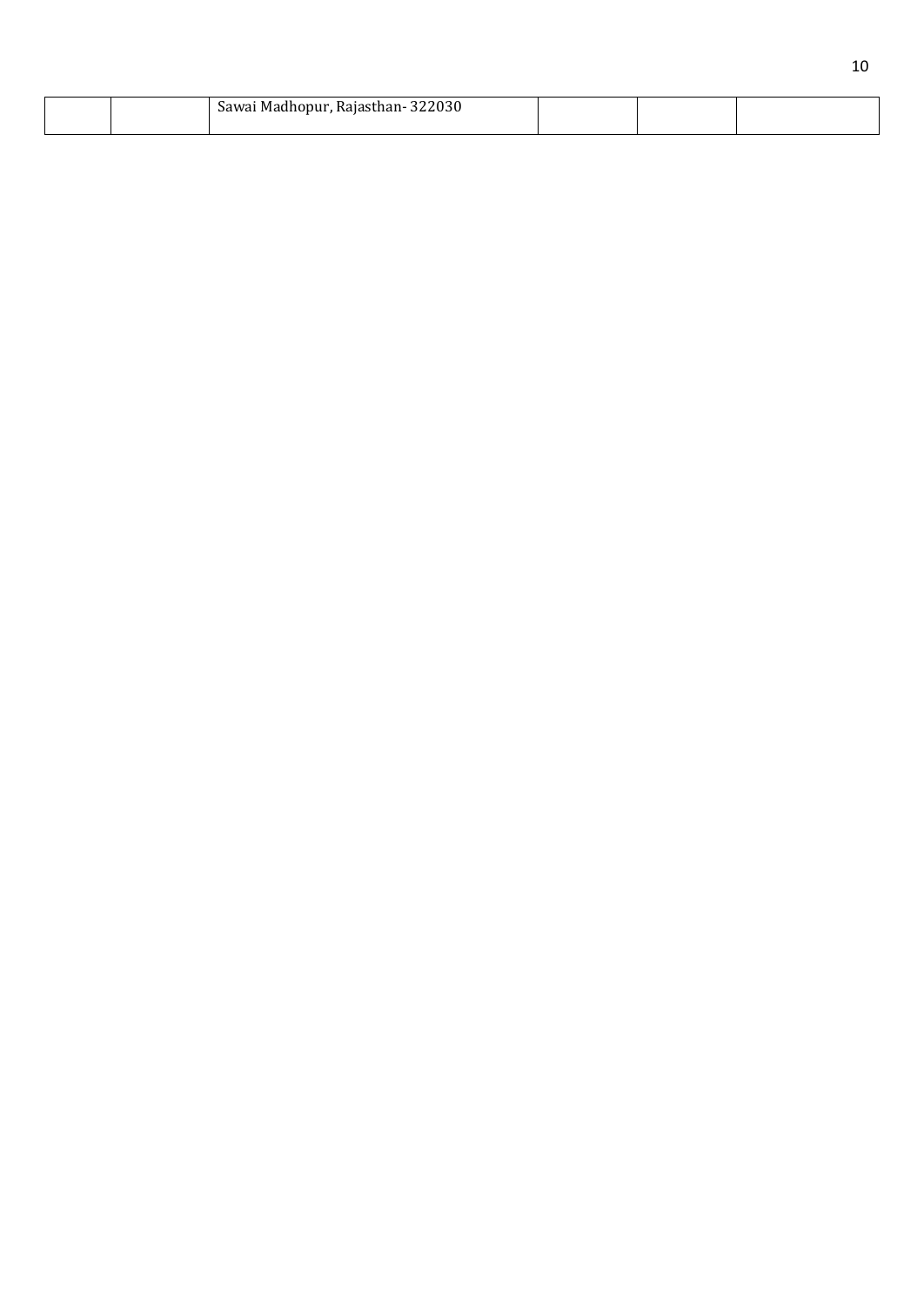| | | | | | |
|---|---|---|---|---|---|
| | | Sawai Madhopur, Rajasthan- 322030 | | | |